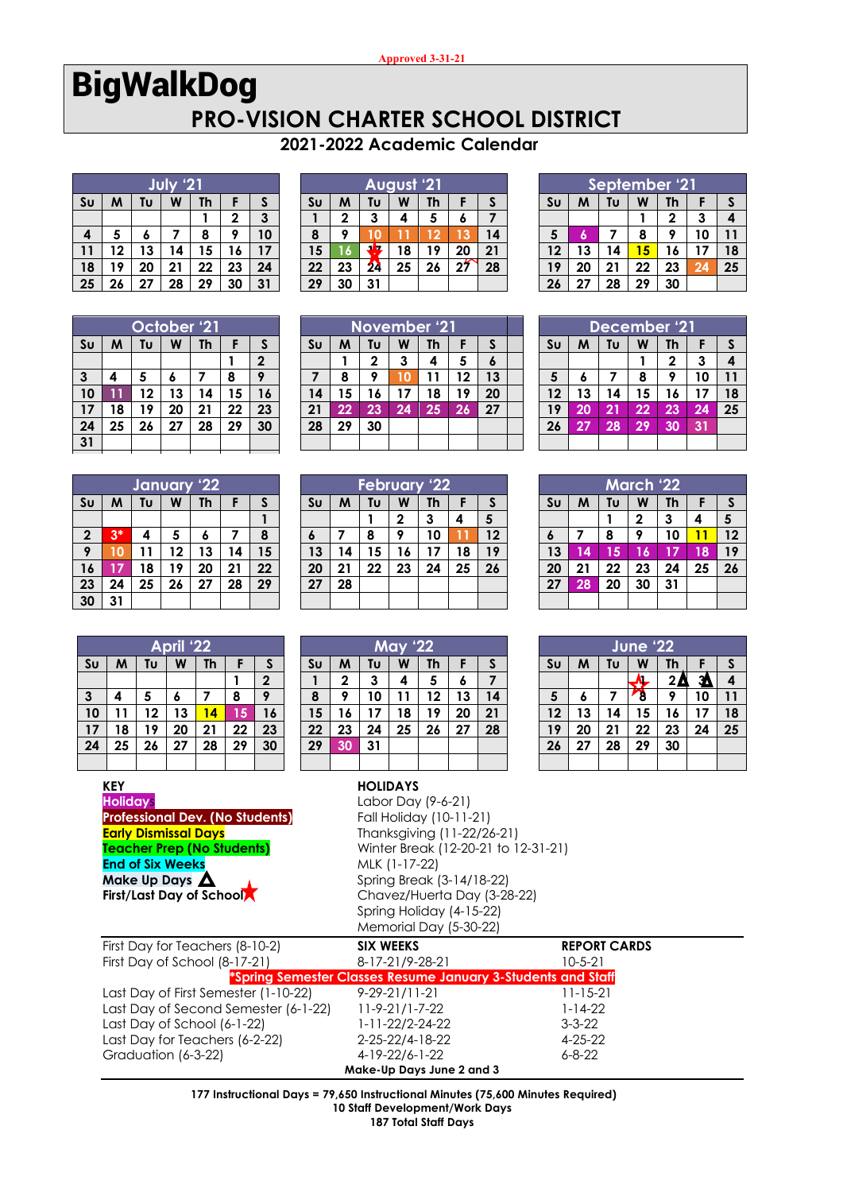Approved 3-31-21

# BigWalkDog

## PRO-VISION CHARTER SCHOOL DISTRICT

### 2021-2022 Academic Calendar

**July '21**

| Su | M | Tu | W | Th | F | S |
|---|---|---|---|---|---|---|
| | | | | 1 | 2 | 3 |
| 4 | 5 | 6 | 7 | 8 | 9 | 10 |
| 11 | 12 | 13 | 14 | 15 | 16 | 17 |
| 18 | 19 | 20 | 21 | 22 | 23 | 24 |
| 25 | 26 | 27 | 28 | 29 | 30 | 31 |

**August '21**

| Su | M | Tu | W | Th | F | S |
|---|---|---|---|---|---|---|
| 1 | 2 | 3 | 4 | 5 | 6 | 7 |
| 8 | 9 | 10 | 11 | 12 | 13 | 14 |
| 15 | 16 | 17 | 18 | 19 | 20 | 21 |
| 22 | 23 | 24 | 25 | 26 | 27 | 28 |
| 29 | 30 | 31 | | | | |

**September '21**

| Su | M | Tu | W | Th | F | S |
|---|---|---|---|---|---|---|
| | | | 1 | 2 | 3 | 4 |
| 5 | 6 | 7 | 8 | 9 | 10 | 11 |
| 12 | 13 | 14 | 15 | 16 | 17 | 18 |
| 19 | 20 | 21 | 22 | 23 | 24 | 25 |
| 26 | 27 | 28 | 29 | 30 | | |

**October '21**

| Su | M | Tu | W | Th | F | S |
|---|---|---|---|---|---|---|
| | | | | | 1 | 2 |
| 3 | 4 | 5 | 6 | 7 | 8 | 9 |
| 10 | 11 | 12 | 13 | 14 | 15 | 16 |
| 17 | 18 | 19 | 20 | 21 | 22 | 23 |
| 24 | 25 | 26 | 27 | 28 | 29 | 30 |
| 31 | | | | | | |

**November '21**

| Su | M | Tu | W | Th | F | S |
|---|---|---|---|---|---|---|
| | 1 | 2 | 3 | 4 | 5 | 6 |
| 7 | 8 | 9 | 10 | 11 | 12 | 13 |
| 14 | 15 | 16 | 17 | 18 | 19 | 20 |
| 21 | 22 | 23 | 24 | 25 | 26 | 27 |
| 28 | 29 | 30 | | | | |

**December '21**

| Su | M | Tu | W | Th | F | S |
|---|---|---|---|---|---|---|
| | | | 1 | 2 | 3 | 4 |
| 5 | 6 | 7 | 8 | 9 | 10 | 11 |
| 12 | 13 | 14 | 15 | 16 | 17 | 18 |
| 19 | 20 | 21 | 22 | 23 | 24 | 25 |
| 26 | 27 | 28 | 29 | 30 | 31 | |

**January '22**

| Su | M | Tu | W | Th | F | S |
|---|---|---|---|---|---|---|
| | | | | | | 1 |
| 2 | 3* | 4 | 5 | 6 | 7 | 8 |
| 9 | 10 | 11 | 12 | 13 | 14 | 15 |
| 16 | 17 | 18 | 19 | 20 | 21 | 22 |
| 23 | 24 | 25 | 26 | 27 | 28 | 29 |
| 30 | 31 | | | | | |

**February '22**

| Su | M | Tu | W | Th | F | S |
|---|---|---|---|---|---|---|
| | | 1 | 2 | 3 | 4 | 5 |
| 6 | 7 | 8 | 9 | 10 | 11 | 12 |
| 13 | 14 | 15 | 16 | 17 | 18 | 19 |
| 20 | 21 | 22 | 23 | 24 | 25 | 26 |
| 27 | 28 | | | | | |

**March '22**

| Su | M | Tu | W | Th | F | S |
|---|---|---|---|---|---|---|
| | | 1 | 2 | 3 | 4 | 5 |
| 6 | 7 | 8 | 9 | 10 | 11 | 12 |
| 13 | 14 | 15 | 16 | 17 | 18 | 19 |
| 20 | 21 | 22 | 23 | 24 | 25 | 26 |
| 27 | 28 | 20 | 30 | 31 | | |

**April '22**

| Su | M | Tu | W | Th | F | S |
|---|---|---|---|---|---|---|
| | | | | | 1 | 2 |
| 3 | 4 | 5 | 6 | 7 | 8 | 9 |
| 10 | 11 | 12 | 13 | 14 | 15 | 16 |
| 17 | 18 | 19 | 20 | 21 | 22 | 23 |
| 24 | 25 | 26 | 27 | 28 | 29 | 30 |

**May '22**

| Su | M | Tu | W | Th | F | S |
|---|---|---|---|---|---|---|
| 1 | 2 | 3 | 4 | 5 | 6 | 7 |
| 8 | 9 | 10 | 11 | 12 | 13 | 14 |
| 15 | 16 | 17 | 18 | 19 | 20 | 21 |
| 22 | 23 | 24 | 25 | 26 | 27 | 28 |
| 29 | 30 | 31 | | | | |

**June '22**

| Su | M | Tu | W | Th | F | S |
|---|---|---|---|---|---|---|
| | | | 1 | 2 | 3 | 4 |
| 5 | 6 | 7 | 8 | 9 | 10 | 11 |
| 12 | 13 | 14 | 15 | 16 | 17 | 18 |
| 19 | 20 | 21 | 22 | 23 | 24 | 25 |
| 26 | 27 | 28 | 29 | 30 | | |

**KEY**
- Holidays
- Professional Dev. (No Students)
- Early Dismissal Days
- Teacher Prep (No Students)
- End of Six Weeks
- Make Up Days △
- First/Last Day of School ★

**HOLIDAYS**
- Labor Day (9-6-21)
- Fall Holiday (10-11-21)
- Thanksgiving (11-22/26-21)
- Winter Break (12-20-21 to 12-31-21)
- MLK (1-17-22)
- Spring Break (3-14/18-22)
- Chavez/Huerta Day (3-28-22)
- Spring Holiday (4-15-22)
- Memorial Day (5-30-22)

| | SIX WEEKS | REPORT CARDS |
|---|---|---|
| First Day for Teachers (8-10-2) | | |
| First Day of School (8-17-21) | 8-17-21/9-28-21 | 10-5-21 |
| *Spring Semester Classes Resume January 3-Students and Staff | | |
| Last Day of First Semester (1-10-22) | 9-29-21/11-21 | 11-15-21 |
| Last Day of Second Semester (6-1-22) | 11-9-21/1-7-22 | 1-14-22 |
| Last Day of School (6-1-22) | 1-11-22/2-24-22 | 3-3-22 |
| Last Day for Teachers (6-2-22) | 2-25-22/4-18-22 | 4-25-22 |
| Graduation (6-3-22) | 4-19-22/6-1-22 | 6-8-22 |

**Make-Up Days June 2 and 3**

**177 Instructional Days = 79,650 Instructional Minutes (75,600 Minutes Required)**
**10 Staff Development/Work Days**
**187 Total Staff Days**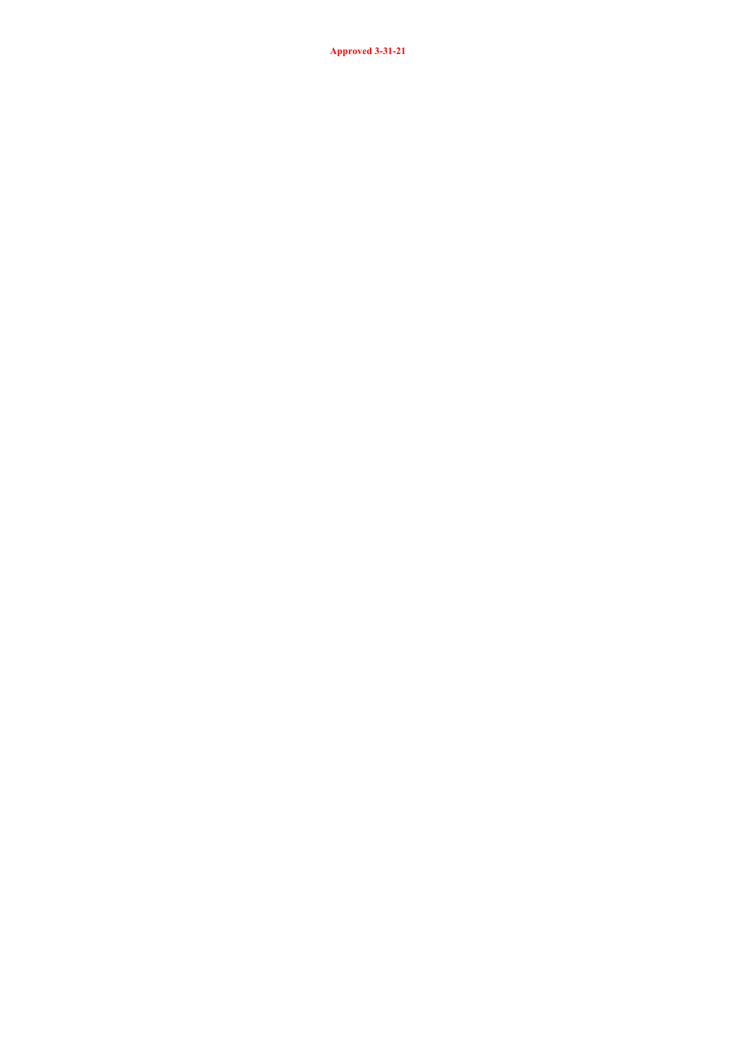**Approved 3-31-21**